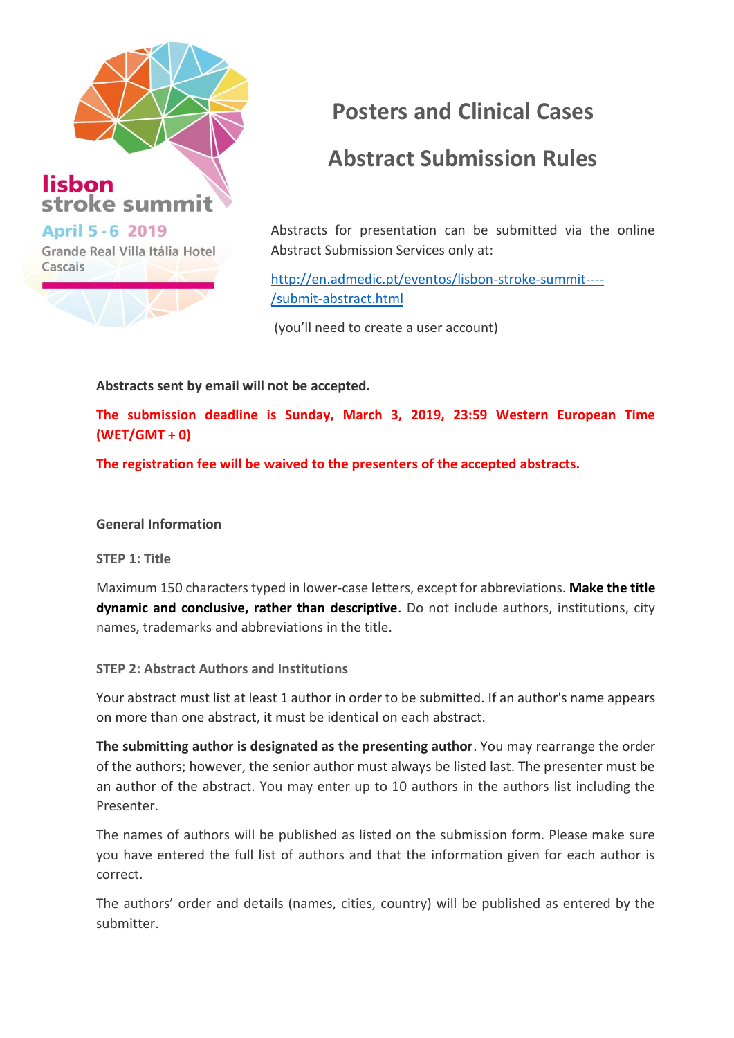lisbon stroke summit

April 5 - 6 2019

Grande Real Villa Itália Hotel Cascais

# Posters and Clinical Cases

# Abstract Submission Rules

Abstracts for presentation can be submitted via the online Abstract Submission Services only at:

http://en.admedic.pt/eventos/lisbon-stroke-summit----/submit-abstract.html

(you'll need to create a user account)

**Abstracts sent by email will not be accepted.**

**The submission deadline is Sunday, March 3, 2019, 23:59 Western European Time (WET/GMT + 0)**

**The registration fee will be waived to the presenters of the accepted abstracts.**

## General Information

### STEP 1: Title

Maximum 150 characters typed in lower-case letters, except for abbreviations. **Make the title dynamic and conclusive, rather than descriptive**. Do not include authors, institutions, city names, trademarks and abbreviations in the title.

### STEP 2: Abstract Authors and Institutions

Your abstract must list at least 1 author in order to be submitted. If an author's name appears on more than one abstract, it must be identical on each abstract.

**The submitting author is designated as the presenting author**. You may rearrange the order of the authors; however, the senior author must always be listed last. The presenter must be an author of the abstract. You may enter up to 10 authors in the authors list including the Presenter.

The names of authors will be published as listed on the submission form. Please make sure you have entered the full list of authors and that the information given for each author is correct.

The authors' order and details (names, cities, country) will be published as entered by the submitter.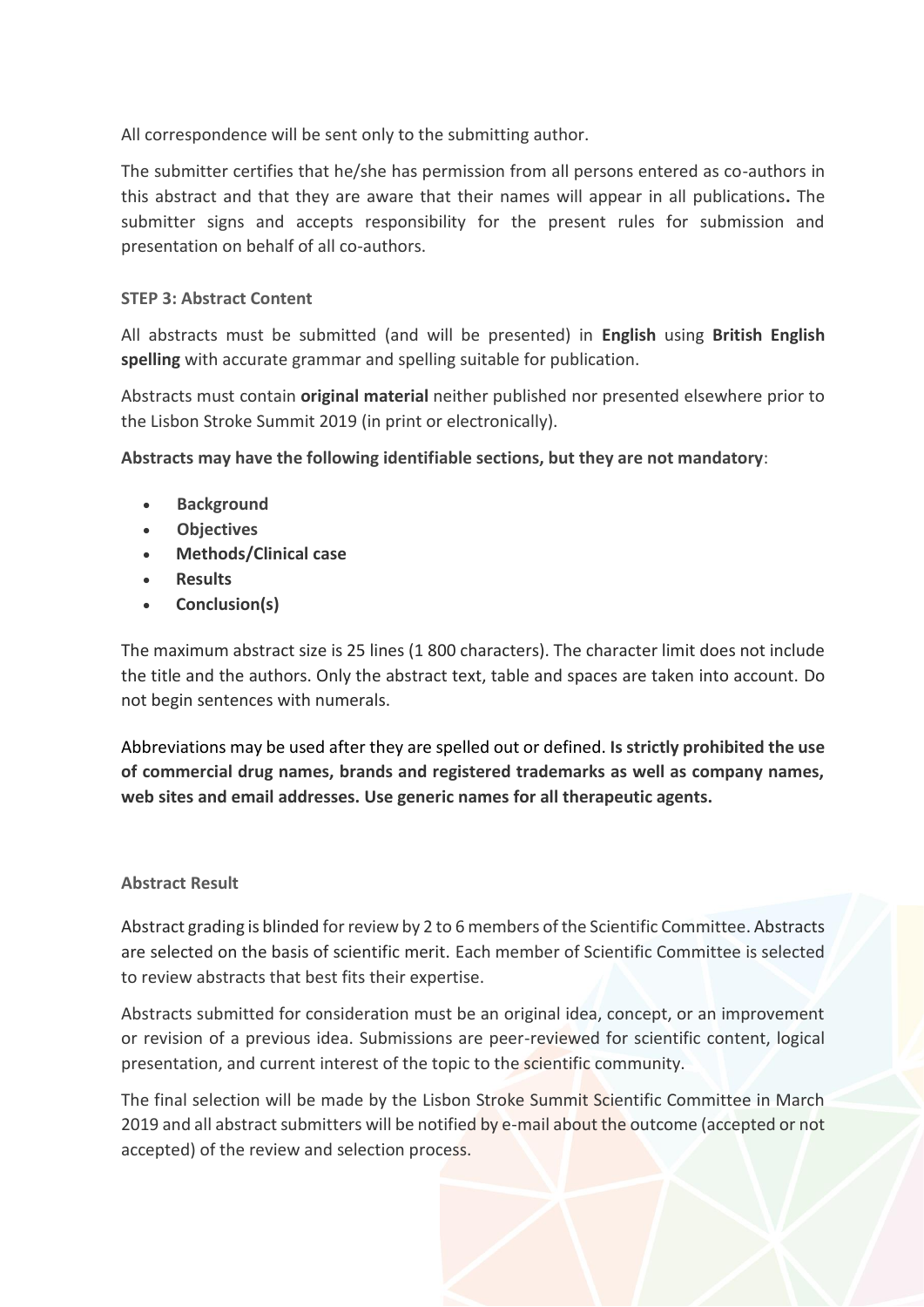All correspondence will be sent only to the submitting author.

The submitter certifies that he/she has permission from all persons entered as co-authors in this abstract and that they are aware that their names will appear in all publications**.** The submitter signs and accepts responsibility for the present rules for submission and presentation on behalf of all co-authors.

### STEP 3: Abstract Content

All abstracts must be submitted (and will be presented) in **English** using **British English spelling** with accurate grammar and spelling suitable for publication.

Abstracts must contain **original material** neither published nor presented elsewhere prior to the Lisbon Stroke Summit 2019 (in print or electronically).

**Abstracts may have the following identifiable sections, but they are not mandatory**:

- **Background**
- **Objectives**
- **Methods/Clinical case**
- **Results**
- **Conclusion(s)**

The maximum abstract size is 25 lines (1 800 characters). The character limit does not include the title and the authors. Only the abstract text, table and spaces are taken into account. Do not begin sentences with numerals.

Abbreviations may be used after they are spelled out or defined. **Is strictly prohibited the use of commercial drug names, brands and registered trademarks as well as company names, web sites and email addresses. Use generic names for all therapeutic agents.**

### Abstract Result

Abstract grading is blinded for review by 2 to 6 members of the Scientific Committee. Abstracts are selected on the basis of scientific merit. Each member of Scientific Committee is selected to review abstracts that best fits their expertise.

Abstracts submitted for consideration must be an original idea, concept, or an improvement or revision of a previous idea. Submissions are peer-reviewed for scientific content, logical presentation, and current interest of the topic to the scientific community.

The final selection will be made by the Lisbon Stroke Summit Scientific Committee in March 2019 and all abstract submitters will be notified by e-mail about the outcome (accepted or not accepted) of the review and selection process.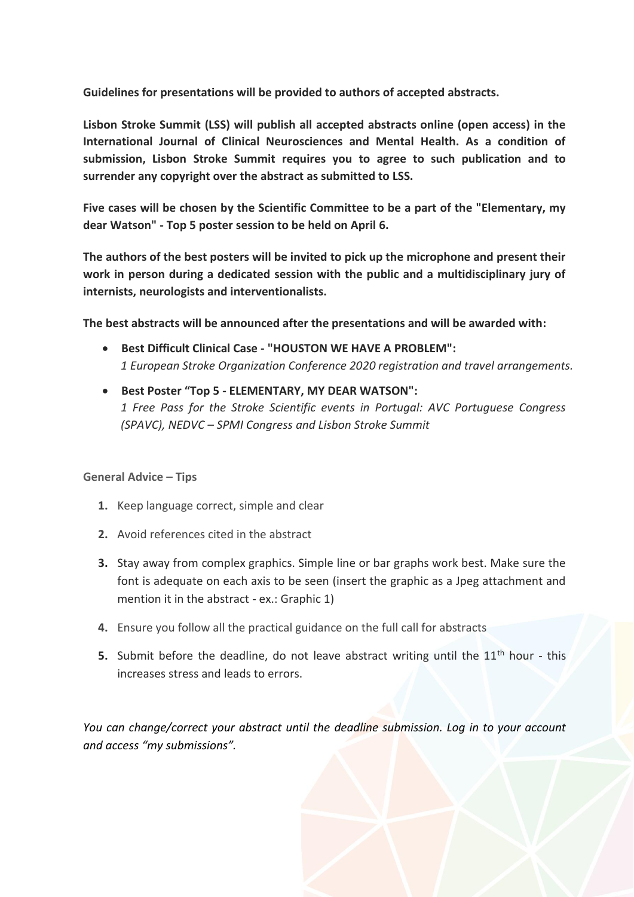**Guidelines for presentations will be provided to authors of accepted abstracts.**

**Lisbon Stroke Summit (LSS) will publish all accepted abstracts online (open access) in the International Journal of Clinical Neurosciences and Mental Health. As a condition of submission, Lisbon Stroke Summit requires you to agree to such publication and to surrender any copyright over the abstract as submitted to LSS.**

**Five cases will be chosen by the Scientific Committee to be a part of the "Elementary, my dear Watson" - Top 5 poster session to be held on April 6.**

**The authors of the best posters will be invited to pick up the microphone and present their work in person during a dedicated session with the public and a multidisciplinary jury of internists, neurologists and interventionalists.**

**The best abstracts will be announced after the presentations and will be awarded with:**

- **Best Difficult Clinical Case - "HOUSTON WE HAVE A PROBLEM":**
  *1 European Stroke Organization Conference 2020 registration and travel arrangements.*
- **Best Poster "Top 5 - ELEMENTARY, MY DEAR WATSON":**
  *1 Free Pass for the Stroke Scientific events in Portugal: AVC Portuguese Congress (SPAVC), NEDVC – SPMI Congress and Lisbon Stroke Summit*

**General Advice – Tips**

1. Keep language correct, simple and clear
2. Avoid references cited in the abstract
3. Stay away from complex graphics. Simple line or bar graphs work best. Make sure the font is adequate on each axis to be seen (insert the graphic as a Jpeg attachment and mention it in the abstract - ex.: Graphic 1)
4. Ensure you follow all the practical guidance on the full call for abstracts
5. Submit before the deadline, do not leave abstract writing until the 11th hour - this increases stress and leads to errors.

*You can change/correct your abstract until the deadline submission. Log in to your account and access "my submissions".*